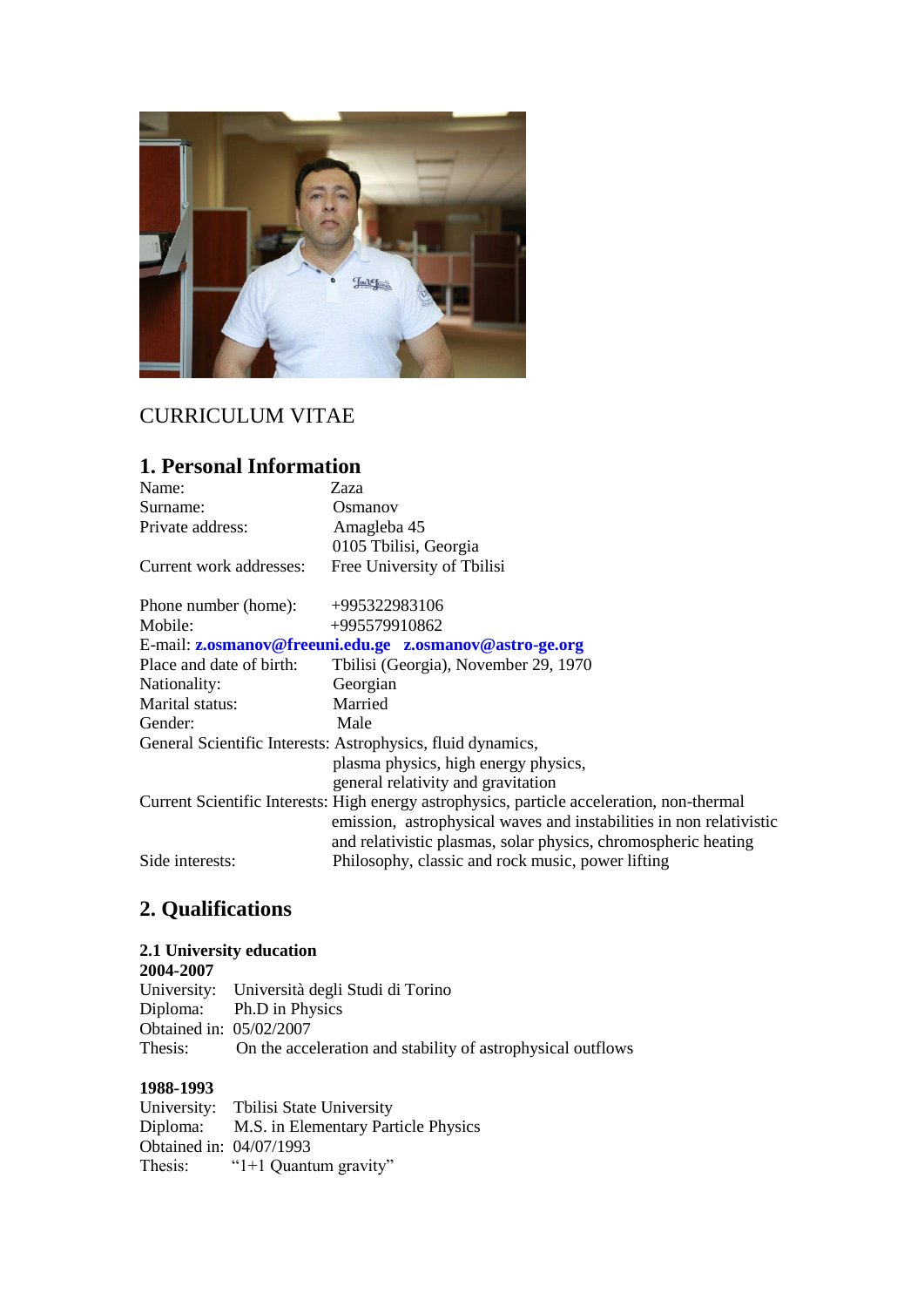CURRICULUM VITAE

## 1. Personal Information

Name: Zaza
Surname: Osmanov
Private address: Amagleba 45
0105 Tbilisi, Georgia
Current work addresses: Free University of Tbilisi

Phone number (home): +995322983106
Mobile: +995579910862
E-mail: **z.osmanov@freeuni.edu.ge** **z.osmanov@astro-ge.org**
Place and date of birth: Tbilisi (Georgia), November 29, 1970
Nationality: Georgian
Marital status: Married
Gender: Male
General Scientific Interests: Astrophysics, fluid dynamics, plasma physics, high energy physics, general relativity and gravitation
Current Scientific Interests: High energy astrophysics, particle acceleration, non-thermal emission, astrophysical waves and instabilities in non relativistic and relativistic plasmas, solar physics, chromospheric heating
Side interests: Philosophy, classic and rock music, power lifting

## 2. Qualifications

### 2.1 University education

**2004-2007**
University: Università degli Studi di Torino
Diploma: Ph.D in Physics
Obtained in: 05/02/2007
Thesis: On the acceleration and stability of astrophysical outflows

**1988-1993**
University: Tbilisi State University
Diploma: M.S. in Elementary Particle Physics
Obtained in: 04/07/1993
Thesis: “1+1 Quantum gravity”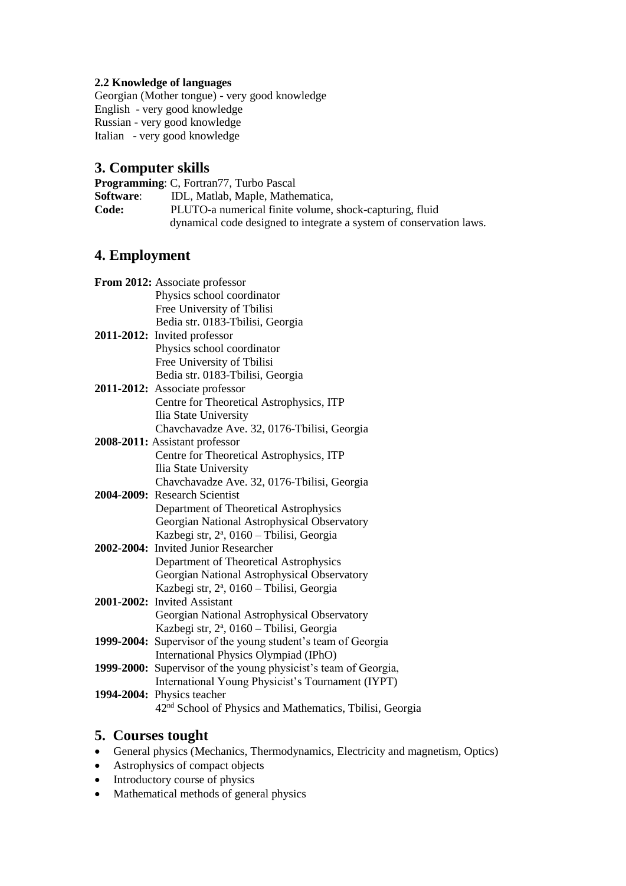**2.2 Knowledge of languages**

Georgian (Mother tongue) - very good knowledge
English - very good knowledge
Russian - very good knowledge
Italian - very good knowledge

## 3. Computer skills

**Programming**: C, Fortran77, Turbo Pascal
**Software**: IDL, Matlab, Maple, Mathematica,
**Code:** PLUTO-a numerical finite volume, shock-capturing, fluid dynamical code designed to integrate a system of conservation laws.

## 4. Employment

**From 2012:** Associate professor
Physics school coordinator
Free University of Tbilisi
Bedia str. 0183-Tbilisi, Georgia

**2011-2012:** Invited professor
Physics school coordinator
Free University of Tbilisi
Bedia str. 0183-Tbilisi, Georgia

**2011-2012:** Associate professor
Centre for Theoretical Astrophysics, ITP
Ilia State University
Chavchavadze Ave. 32, 0176-Tbilisi, Georgia

**2008-2011:** Assistant professor
Centre for Theoretical Astrophysics, ITP
Ilia State University
Chavchavadze Ave. 32, 0176-Tbilisi, Georgia

**2004-2009:** Research Scientist
Department of Theoretical Astrophysics
Georgian National Astrophysical Observatory
Kazbegi str, 2ª, 0160 – Tbilisi, Georgia

**2002-2004:** Invited Junior Researcher
Department of Theoretical Astrophysics
Georgian National Astrophysical Observatory
Kazbegi str, 2ª, 0160 – Tbilisi, Georgia

**2001-2002:** Invited Assistant
Georgian National Astrophysical Observatory
Kazbegi str, 2ª, 0160 – Tbilisi, Georgia

**1999-2004:** Supervisor of the young student's team of Georgia
International Physics Olympiad (IPhO)

**1999-2000:** Supervisor of the young physicist's team of Georgia,
International Young Physicist's Tournament (IYPT)

**1994-2004:** Physics teacher
42nd School of Physics and Mathematics, Tbilisi, Georgia

## 5. Courses tought

- General physics (Mechanics, Thermodynamics, Electricity and magnetism, Optics)
- Astrophysics of compact objects
- Introductory course of physics
- Mathematical methods of general physics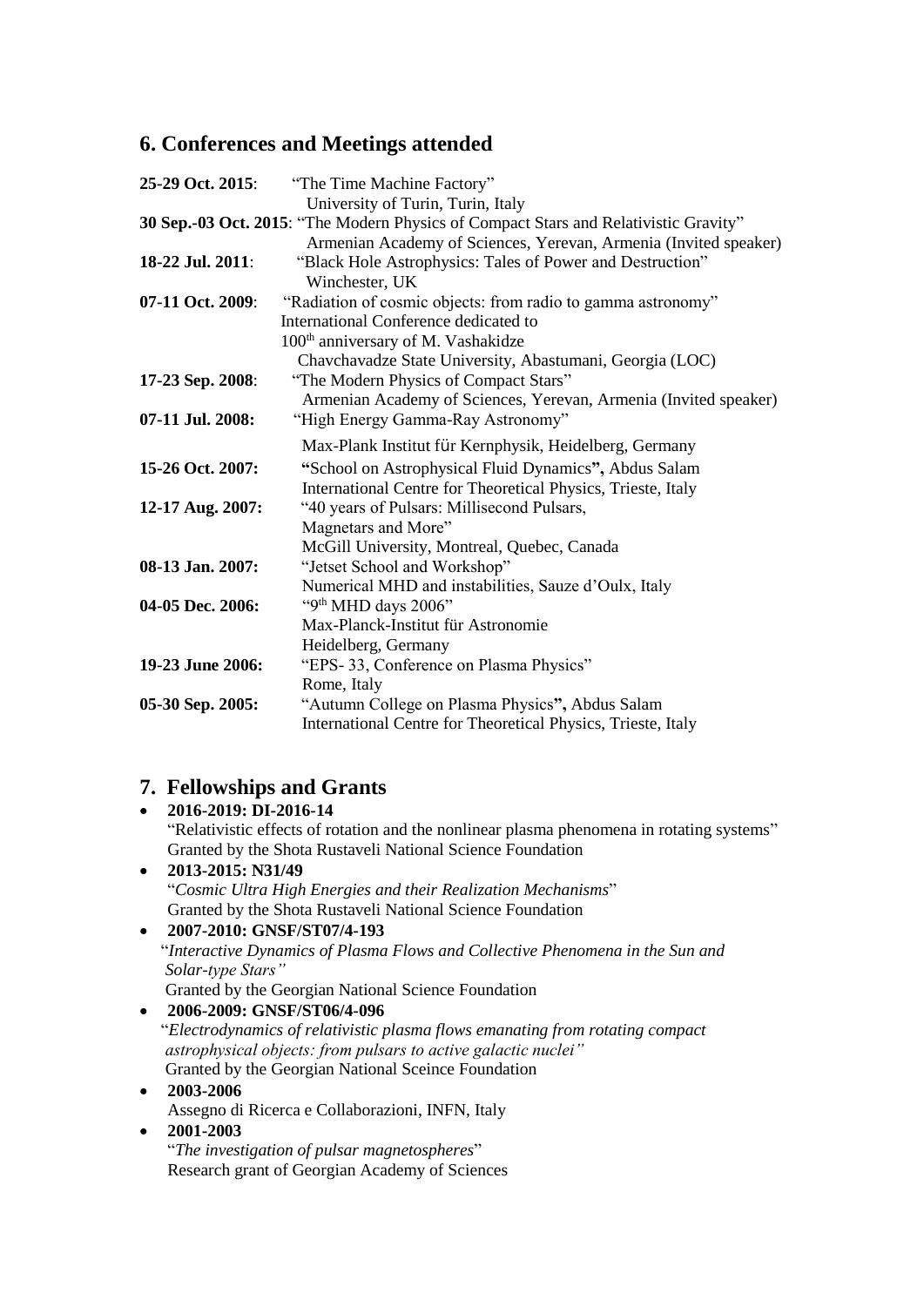## 6. Conferences and Meetings attended

**25-29 Oct. 2015**: "The Time Machine Factory"
University of Turin, Turin, Italy

**30 Sep.-03 Oct. 2015**: "The Modern Physics of Compact Stars and Relativistic Gravity"
Armenian Academy of Sciences, Yerevan, Armenia (Invited speaker)

**18-22 Jul. 2011**: "Black Hole Astrophysics: Tales of Power and Destruction"
Winchester, UK

**07-11 Oct. 2009**: "Radiation of cosmic objects: from radio to gamma astronomy"
International Conference dedicated to
100th anniversary of M. Vashakidze
Chavchavadze State University, Abastumani, Georgia (LOC)

**17-23 Sep. 2008**: "The Modern Physics of Compact Stars"
Armenian Academy of Sciences, Yerevan, Armenia (Invited speaker)

**07-11 Jul. 2008:** "High Energy Gamma-Ray Astronomy"
Max-Plank Institut für Kernphysik, Heidelberg, Germany

**15-26 Oct. 2007:** **"**School on Astrophysical Fluid Dynamics**",** Abdus Salam
International Centre for Theoretical Physics, Trieste, Italy

**12-17 Aug. 2007:** "40 years of Pulsars: Millisecond Pulsars,
Magnetars and More"
McGill University, Montreal, Quebec, Canada

**08-13 Jan. 2007:** "Jetset School and Workshop"
Numerical MHD and instabilities, Sauze d'Oulx, Italy

**04-05 Dec. 2006:** "9th MHD days 2006"
Max-Planck-Institut für Astronomie
Heidelberg, Germany

**19-23 June 2006:** "EPS- 33, Conference on Plasma Physics"
Rome, Italy

**05-30 Sep. 2005:** "Autumn College on Plasma Physics**",** Abdus Salam
International Centre for Theoretical Physics, Trieste, Italy

## 7. Fellowships and Grants

- **2016-2019: DI-2016-14**
  "Relativistic effects of rotation and the nonlinear plasma phenomena in rotating systems"
  Granted by the Shota Rustaveli National Science Foundation
- **2013-2015: N31/49**
  "*Cosmic Ultra High Energies and their Realization Mechanisms*"
  Granted by the Shota Rustaveli National Science Foundation
- **2007-2010: GNSF/ST07/4-193**
  "*Interactive Dynamics of Plasma Flows and Collective Phenomena in the Sun and Solar-type Stars"*
  Granted by the Georgian National Science Foundation
- **2006-2009: GNSF/ST06/4-096**
  "*Electrodynamics of relativistic plasma flows emanating from rotating compact astrophysical objects: from pulsars to active galactic nuclei"*
  Granted by the Georgian National Sceince Foundation
- **2003-2006**
  Assegno di Ricerca e Collaborazioni, INFN, Italy
- **2001-2003**
  "*The investigation of pulsar magnetospheres*"
  Research grant of Georgian Academy of Sciences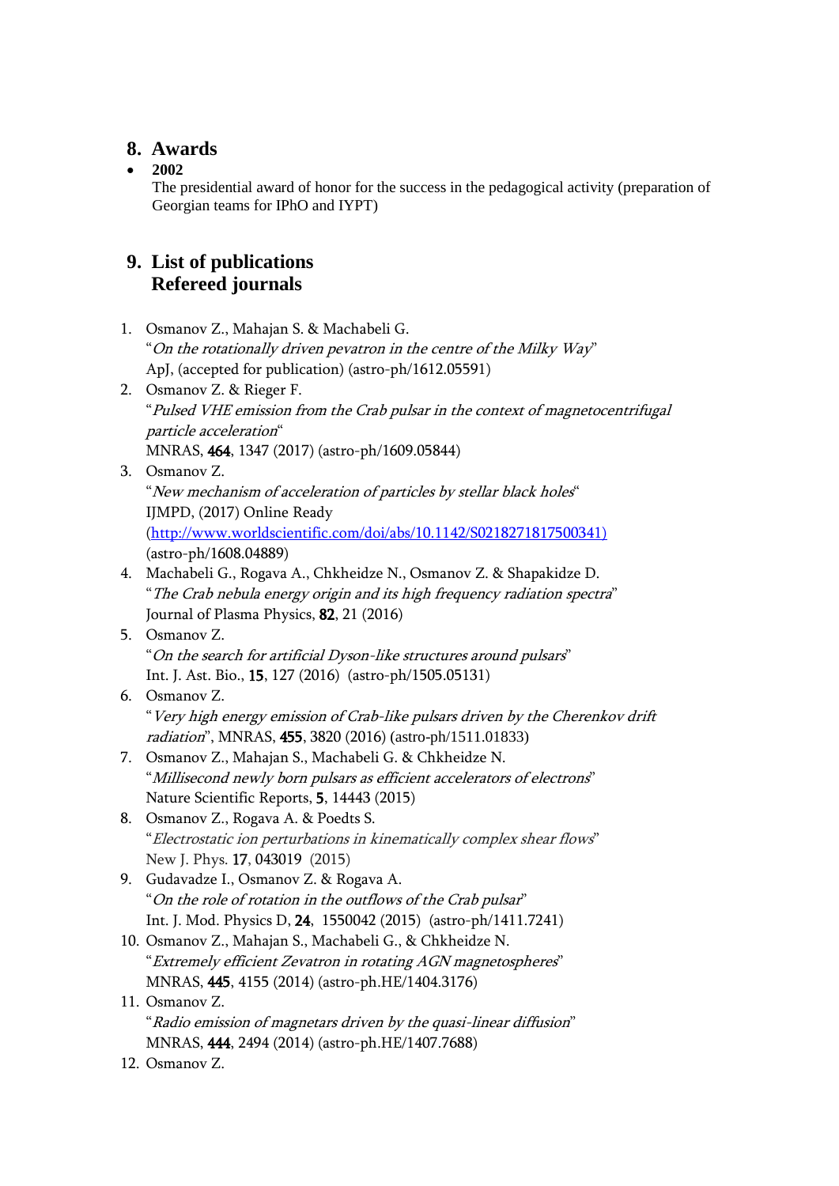## 8. Awards

- **2002**
  The presidential award of honor for the success in the pedagogical activity (preparation of Georgian teams for IPhO and IYPT)

## 9. List of publications
## Refereed journals

1. Osmanov Z., Mahajan S. & Machabeli G.
   "*On the rotationally driven pevatron in the centre of the Milky Way*"
   ApJ, (accepted for publication) (astro-ph/1612.05591)
2. Osmanov Z. & Rieger F.
   "*Pulsed VHE emission from the Crab pulsar in the context of magnetocentrifugal particle acceleration*"
   MNRAS, **464**, 1347 (2017) (astro-ph/1609.05844)
3. Osmanov Z.
   "*New mechanism of acceleration of particles by stellar black holes*"
   IJMPD, (2017) Online Ready
   (http://www.worldscientific.com/doi/abs/10.1142/S0218271817500341)
   (astro-ph/1608.04889)
4. Machabeli G., Rogava A., Chkheidze N., Osmanov Z. & Shapakidze D.
   "*The Crab nebula energy origin and its high frequency radiation spectra*"
   Journal of Plasma Physics, **82**, 21 (2016)
5. Osmanov Z.
   "*On the search for artificial Dyson-like structures around pulsars*"
   Int. J. Ast. Bio., **15**, 127 (2016) (astro-ph/1505.05131)
6. Osmanov Z.
   "*Very high energy emission of Crab-like pulsars driven by the Cherenkov drift radiation*", MNRAS, **455**, 3820 (2016) (astro-ph/1511.01833)
7. Osmanov Z., Mahajan S., Machabeli G. & Chkheidze N.
   "*Millisecond newly born pulsars as efficient accelerators of electrons*"
   Nature Scientific Reports, **5**, 14443 (2015)
8. Osmanov Z., Rogava A. & Poedts S.
   "*Electrostatic ion perturbations in kinematically complex shear flows*"
   New J. Phys. **17**, 043019 (2015)
9. Gudavadze I., Osmanov Z. & Rogava A.
   "*On the role of rotation in the outflows of the Crab pulsar*"
   Int. J. Mod. Physics D, **24**, 1550042 (2015) (astro-ph/1411.7241)
10. Osmanov Z., Mahajan S., Machabeli G., & Chkheidze N.
    "*Extremely efficient Zevatron in rotating AGN magnetospheres*"
    MNRAS, **445**, 4155 (2014) (astro-ph.HE/1404.3176)
11. Osmanov Z.
    "*Radio emission of magnetars driven by the quasi-linear diffusion*"
    MNRAS, **444**, 2494 (2014) (astro-ph.HE/1407.7688)
12. Osmanov Z.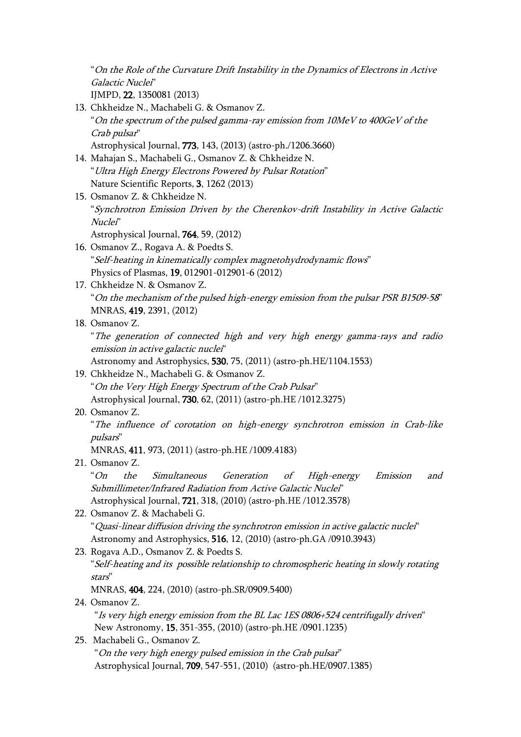"*On the Role of the Curvature Drift Instability in the Dynamics of Electrons in Active Galactic Nuclei*"
IJMPD, **22**, 1350081 (2013)

13. Chkheidze N., Machabeli G. & Osmanov Z.
"*On the spectrum of the pulsed gamma-ray emission from 10MeV to 400GeV of the Crab pulsar*"
Astrophysical Journal, **773**, 143, (2013) (astro-ph./1206.3660)
14. Mahajan S., Machabeli G., Osmanov Z. & Chkheidze N.
"*Ultra High Energy Electrons Powered by Pulsar Rotation*"
Nature Scientific Reports, **3**, 1262 (2013)
15. Osmanov Z. & Chkheidze N.
"*Synchrotron Emission Driven by the Cherenkov-drift Instability in Active Galactic Nuclei*"
Astrophysical Journal, **764**, 59, (2012)
16. Osmanov Z., Rogava A. & Poedts S.
"*Self-heating in kinematically complex magnetohydrodynamic flows*"
Physics of Plasmas, **19**, 012901-012901-6 (2012)
17. Chkheidze N. & Osmanov Z.
"*On the mechanism of the pulsed high-energy emission from the pulsar PSR B1509-58*"
MNRAS, **419**, 2391, (2012)
18. Osmanov Z.
"*The generation of connected high and very high energy gamma-rays and radio emission in active galactic nuclei*"
Astronomy and Astrophysics, **530**, 75, (2011) (astro-ph.HE/1104.1553)
19. Chkheidze N., Machabeli G. & Osmanov Z.
"*On the Very High Energy Spectrum of the Crab Pulsar*"
Astrophysical Journal, **730**, 62, (2011) (astro-ph.HE /1012.3275)
20. Osmanov Z.
"*The influence of corotation on high-energy synchrotron emission in Crab-like pulsars*"
MNRAS, **411**, 973, (2011) (astro-ph.HE /1009.4183)
21. Osmanov Z.
"*On the Simultaneous Generation of High-energy Emission and Submillimeter/Infrared Radiation from Active Galactic Nuclei*"
Astrophysical Journal, **721**, 318, (2010) (astro-ph.HE /1012.3578)
22. Osmanov Z. & Machabeli G.
"*Quasi-linear diffusion driving the synchrotron emission in active galactic nuclei*"
Astronomy and Astrophysics, **516**, 12, (2010) (astro-ph.GA /0910.3943)
23. Rogava A.D., Osmanov Z. & Poedts S.
"*Self-heating and its possible relationship to chromospheric heating in slowly rotating stars*"
MNRAS, **404**, 224, (2010) (astro-ph.SR/0909.5400)
24. Osmanov Z.
"*Is very high energy emission from the BL Lac 1ES 0806+524 centrifugally driven*"
New Astronomy, **15**, 351-355, (2010) (astro-ph.HE /0901.1235)
25. Machabeli G., Osmanov Z.
"*On the very high energy pulsed emission in the Crab pulsar*"
Astrophysical Journal, **709**, 547-551, (2010) (astro-ph.HE/0907.1385)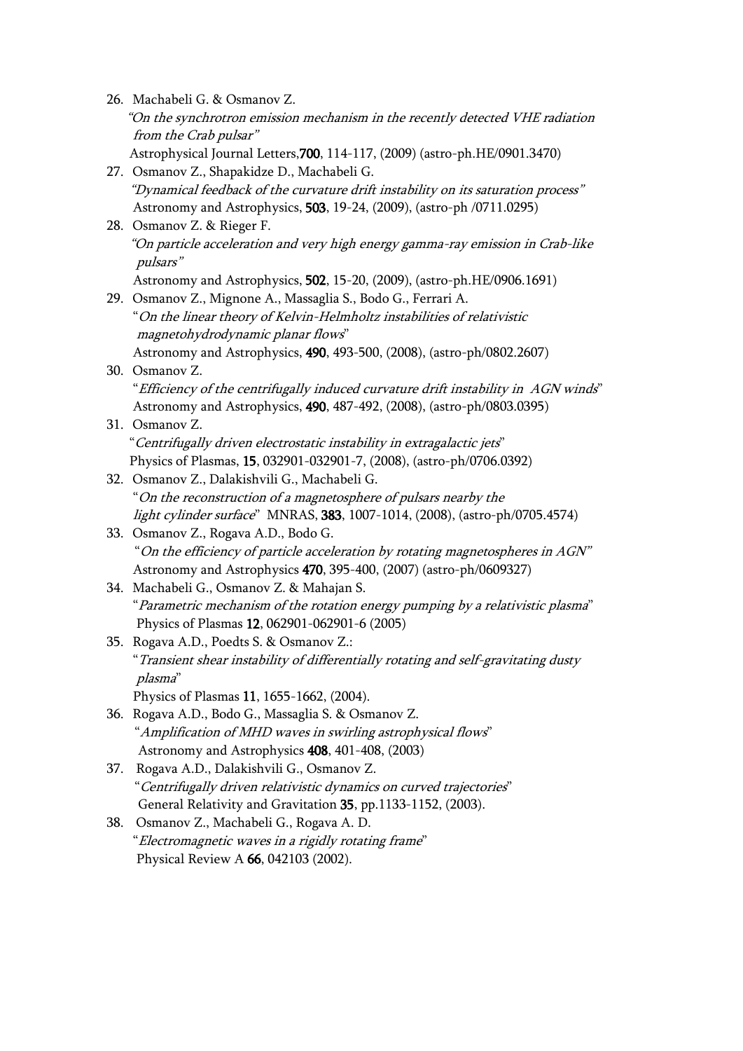26. Machabeli G. & Osmanov Z.
    *"On the synchrotron emission mechanism in the recently detected VHE radiation from the Crab pulsar"*
    Astrophysical Journal Letters,**700**, 114-117, (2009) (astro-ph.HE/0901.3470)
27. Osmanov Z., Shapakidze D., Machabeli G.
    *"Dynamical feedback of the curvature drift instability on its saturation process"*
    Astronomy and Astrophysics, **503**, 19-24, (2009), (astro-ph /0711.0295)
28. Osmanov Z. & Rieger F.
    *"On particle acceleration and very high energy gamma-ray emission in Crab-like pulsars"*
    Astronomy and Astrophysics, **502**, 15-20, (2009), (astro-ph.HE/0906.1691)
29. Osmanov Z., Mignone A., Massaglia S., Bodo G., Ferrari A.
    "*On the linear theory of Kelvin-Helmholtz instabilities of relativistic magnetohydrodynamic planar flows*"
    Astronomy and Astrophysics, **490**, 493-500, (2008), (astro-ph/0802.2607)
30. Osmanov Z.
    "*Efficiency of the centrifugally induced curvature drift instability in AGN winds*"
    Astronomy and Astrophysics, **490**, 487-492, (2008), (astro-ph/0803.0395)
31. Osmanov Z.
    "*Centrifugally driven electrostatic instability in extragalactic jets*"
    Physics of Plasmas, **15**, 032901-032901-7, (2008), (astro-ph/0706.0392)
32. Osmanov Z., Dalakishvili G., Machabeli G.
    "*On the reconstruction of a magnetosphere of pulsars nearby the light cylinder surface*" MNRAS, **383**, 1007-1014, (2008), (astro-ph/0705.4574)
33. Osmanov Z., Rogava A.D., Bodo G.
    "*On the efficiency of particle acceleration by rotating magnetospheres in AGN"*
    Astronomy and Astrophysics **470**, 395-400, (2007) (astro-ph/0609327)
34. Machabeli G., Osmanov Z. & Mahajan S.
    "*Parametric mechanism of the rotation energy pumping by a relativistic plasma*"
    Physics of Plasmas **12**, 062901-062901-6 (2005)
35. Rogava A.D., Poedts S. & Osmanov Z.:
    "*Transient shear instability of differentially rotating and self-gravitating dusty plasma*"
    Physics of Plasmas **11**, 1655-1662, (2004).
36. Rogava A.D., Bodo G., Massaglia S. & Osmanov Z.
    "*Amplification of MHD waves in swirling astrophysical flows*"
    Astronomy and Astrophysics **408**, 401-408, (2003)
37. Rogava A.D., Dalakishvili G., Osmanov Z.
    "*Centrifugally driven relativistic dynamics on curved trajectories*"
    General Relativity and Gravitation **35**, pp.1133-1152, (2003).
38. Osmanov Z., Machabeli G., Rogava A. D.
    "*Electromagnetic waves in a rigidly rotating frame*"
    Physical Review A **66**, 042103 (2002).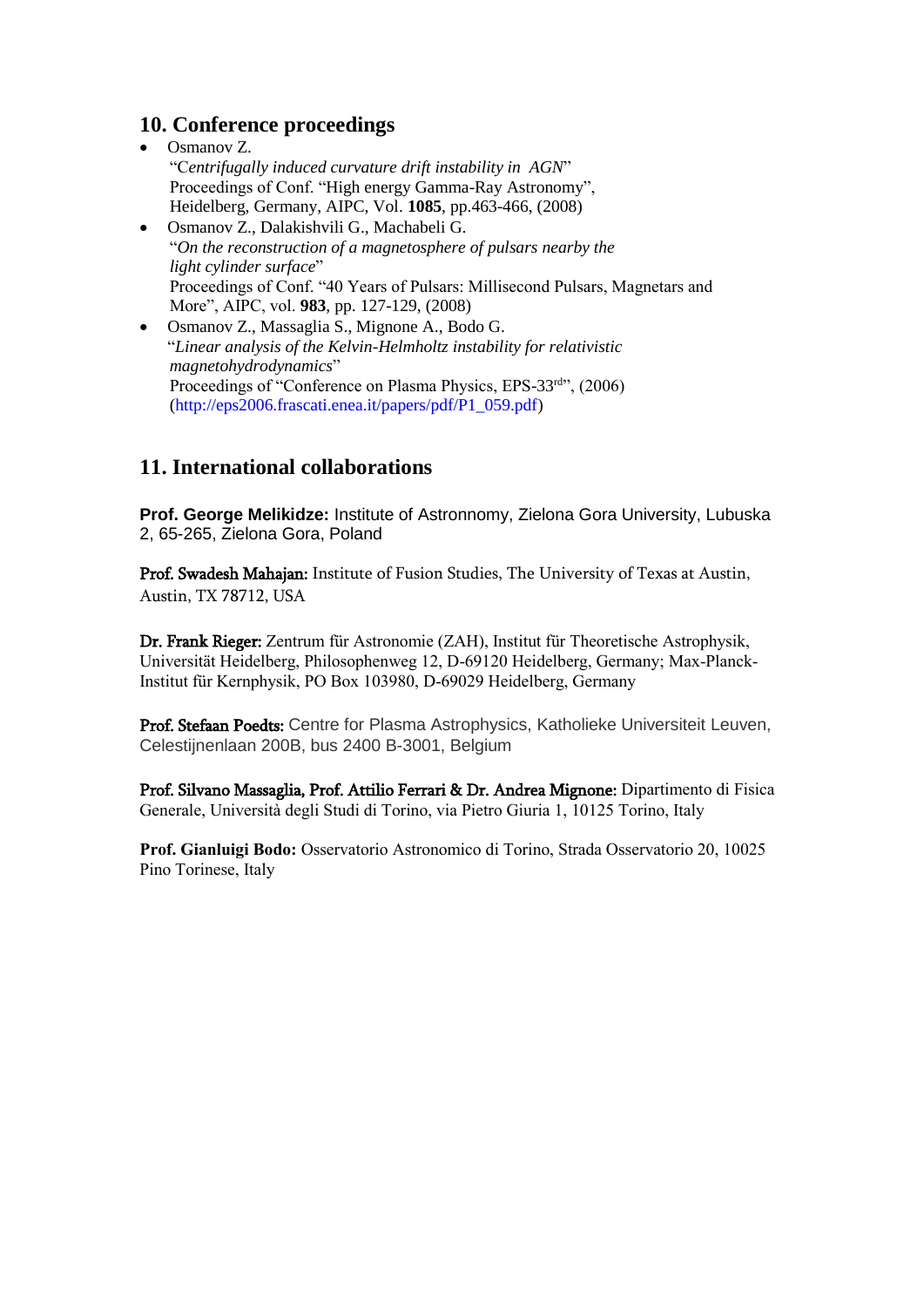## 10. Conference proceedings

- Osmanov Z.
  "*Centrifugally induced curvature drift instability in AGN*"
  Proceedings of Conf. "High energy Gamma-Ray Astronomy", Heidelberg, Germany, AIPC, Vol. **1085**, pp.463-466, (2008)
- Osmanov Z., Dalakishvili G., Machabeli G.
  "*On the reconstruction of a magnetosphere of pulsars nearby the light cylinder surface*"
  Proceedings of Conf. "40 Years of Pulsars: Millisecond Pulsars, Magnetars and More", AIPC, vol. **983**, pp. 127-129, (2008)
- Osmanov Z., Massaglia S., Mignone A., Bodo G.
  "*Linear analysis of the Kelvin-Helmholtz instability for relativistic magnetohydrodynamics*"
  Proceedings of "Conference on Plasma Physics, EPS-33rd", (2006) (http://eps2006.frascati.enea.it/papers/pdf/P1_059.pdf)

## 11. International collaborations

**Prof. George Melikidze:** Institute of Astronnomy, Zielona Gora University, Lubuska 2, 65-265, Zielona Gora, Poland

**Prof. Swadesh Mahajan:** Institute of Fusion Studies, The University of Texas at Austin, Austin, TX 78712, USA

**Dr. Frank Rieger:** Zentrum für Astronomie (ZAH), Institut für Theoretische Astrophysik, Universität Heidelberg, Philosophenweg 12, D-69120 Heidelberg, Germany; Max-Planck-Institut für Kernphysik, PO Box 103980, D-69029 Heidelberg, Germany

**Prof. Stefaan Poedts:** Centre for Plasma Astrophysics, Katholieke Universiteit Leuven, Celestijnenlaan 200B, bus 2400 B-3001, Belgium

**Prof. Silvano Massaglia, Prof. Attilio Ferrari & Dr. Andrea Mignone:** Dipartimento di Fisica Generale, Università degli Studi di Torino, via Pietro Giuria 1, 10125 Torino, Italy

**Prof. Gianluigi Bodo:** Osservatorio Astronomico di Torino, Strada Osservatorio 20, 10025 Pino Torinese, Italy